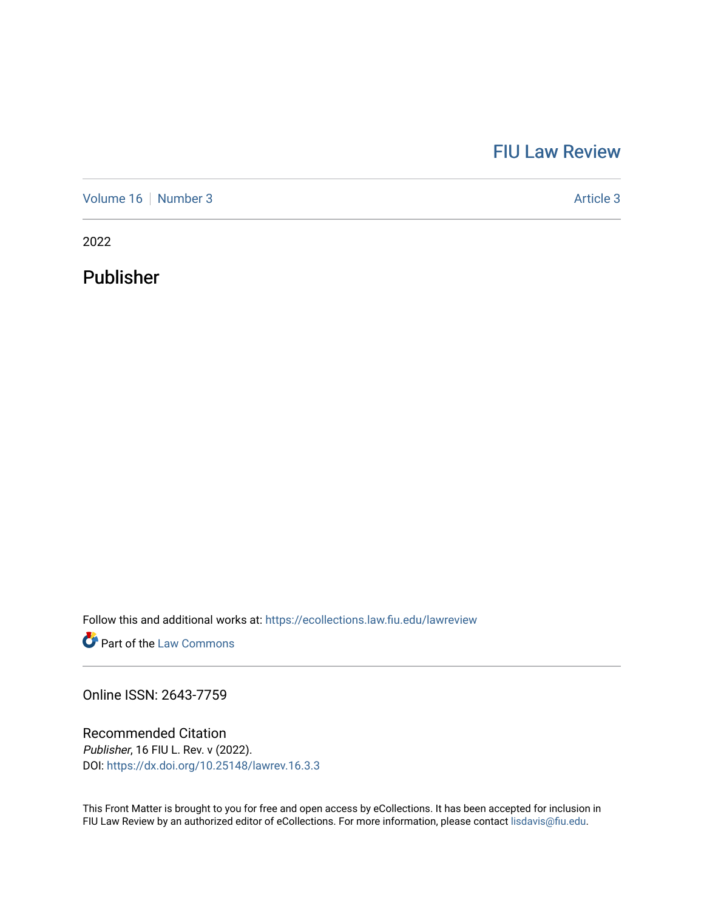FIU Law Review

Volume 16 | Number 3 Article 3

2022

# Publisher

Follow this and additional works at: https://ecollections.law.fiu.edu/lawreview

Part of the Law Commons

Online ISSN: 2643-7759

## Recommended Citation

*Publisher*, 16 FIU L. Rev. v (2022).
DOI: https://dx.doi.org/10.25148/lawrev.16.3.3

This Front Matter is brought to you for free and open access by eCollections. It has been accepted for inclusion in FIU Law Review by an authorized editor of eCollections. For more information, please contact lisdavis@fiu.edu.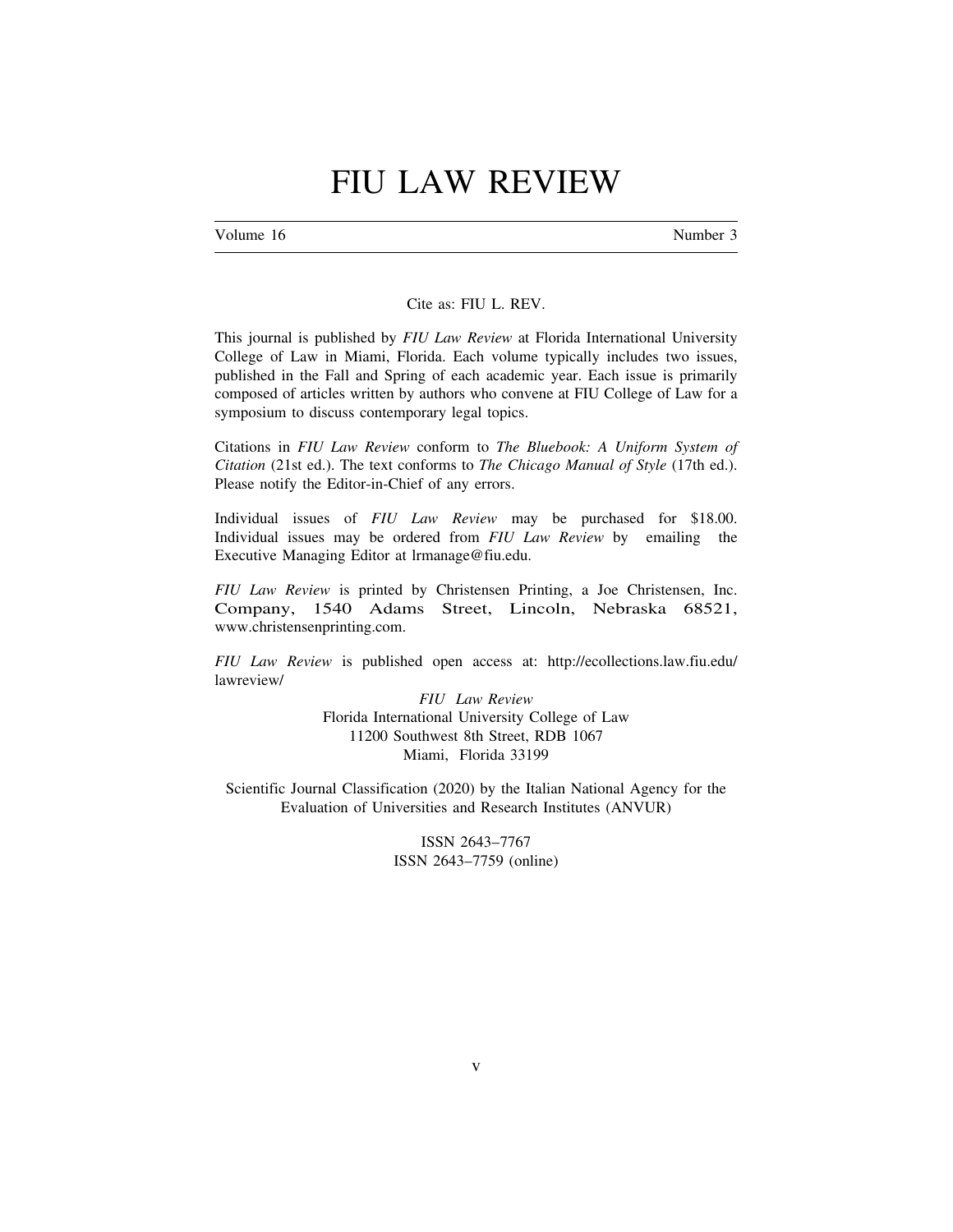# FIU LAW REVIEW

Volume 16 Number 3

Cite as: FIU L. REV.

This journal is published by *FIU Law Review* at Florida International University College of Law in Miami, Florida. Each volume typically includes two issues, published in the Fall and Spring of each academic year. Each issue is primarily composed of articles written by authors who convene at FIU College of Law for a symposium to discuss contemporary legal topics.

Citations in *FIU Law Review* conform to *The Bluebook: A Uniform System of Citation* (21st ed.). The text conforms to *The Chicago Manual of Style* (17th ed.). Please notify the Editor-in-Chief of any errors.

Individual issues of *FIU Law Review* may be purchased for $18.00. Individual issues may be ordered from *FIU Law Review* by emailing the Executive Managing Editor at lrmanage@fiu.edu.

*FIU Law Review* is printed by Christensen Printing, a Joe Christensen, Inc. Company, 1540 Adams Street, Lincoln, Nebraska 68521, www.christensenprinting.com.

*FIU Law Review* is published open access at: http://ecollections.law.fiu.edu/lawreview/

*FIU Law Review*
Florida International University College of Law
11200 Southwest 8th Street, RDB 1067
Miami, Florida 33199

Scientific Journal Classification (2020) by the Italian National Agency for the Evaluation of Universities and Research Institutes (ANVUR)

ISSN 2643–7767
ISSN 2643–7759 (online)